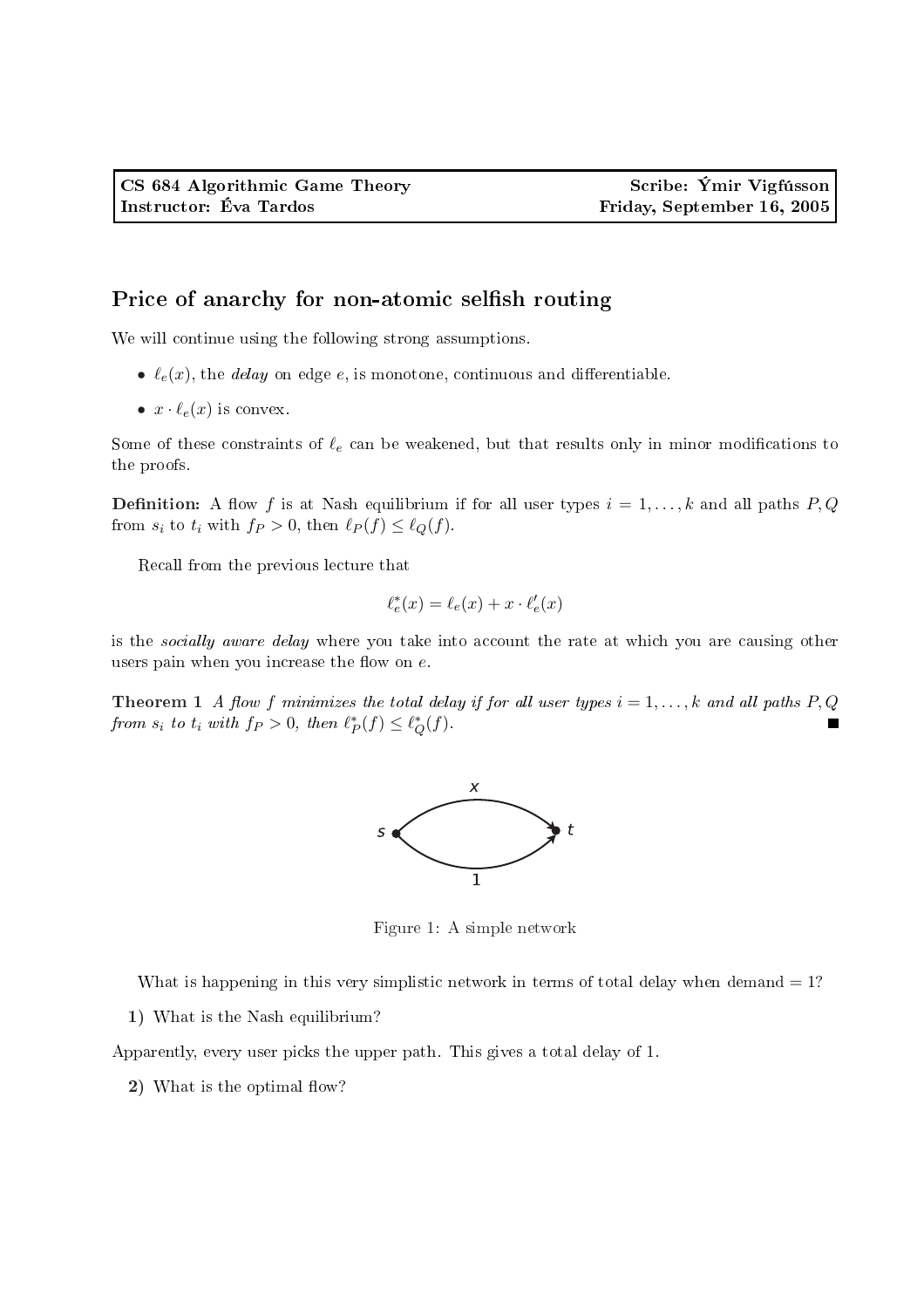| CS 684 Algorithmic Game Theory | Scribe: Ýmir Vigfússon |
| --- | --- |
| Instructor: Éva Tardos | Friday, September 16, 2005 |

## Price of anarchy for non-atomic selfish routing

We will continue using the following strong assumptions.

- $\ell_e(x)$, the *delay* on edge $e$, is monotone, continuous and differentiable.
- $x \cdot \ell_e(x)$ is convex.

Some of these constraints of $\ell_e$ can be weakened, but that results only in minor modifications to the proofs.

**Definition:** A flow $f$ is at Nash equilibrium if for all user types $i = 1, \ldots, k$ and all paths $P, Q$ from $s_i$ to $t_i$ with $f_P > 0$, then $\ell_P(f) \leq \ell_Q(f)$.

Recall from the previous lecture that

$$\ell_e^*(x) = \ell_e(x) + x \cdot \ell_e'(x)$$

is the *socially aware delay* where you take into account the rate at which you are causing other users pain when you increase the flow on $e$.

**Theorem 1** *A flow $f$ minimizes the total delay if for all user types $i = 1, \ldots, k$ and all paths $P, Q$ from $s_i$ to $t_i$ with $f_P > 0$, then $\ell_P^*(f) \leq \ell_Q^*(f)$.* ■

Figure 1: A simple network

What is happening in this very simplistic network in terms of total delay when demand = 1?

**1)** What is the Nash equilibrium?

Apparently, every user picks the upper path. This gives a total delay of 1.

**2)** What is the optimal flow?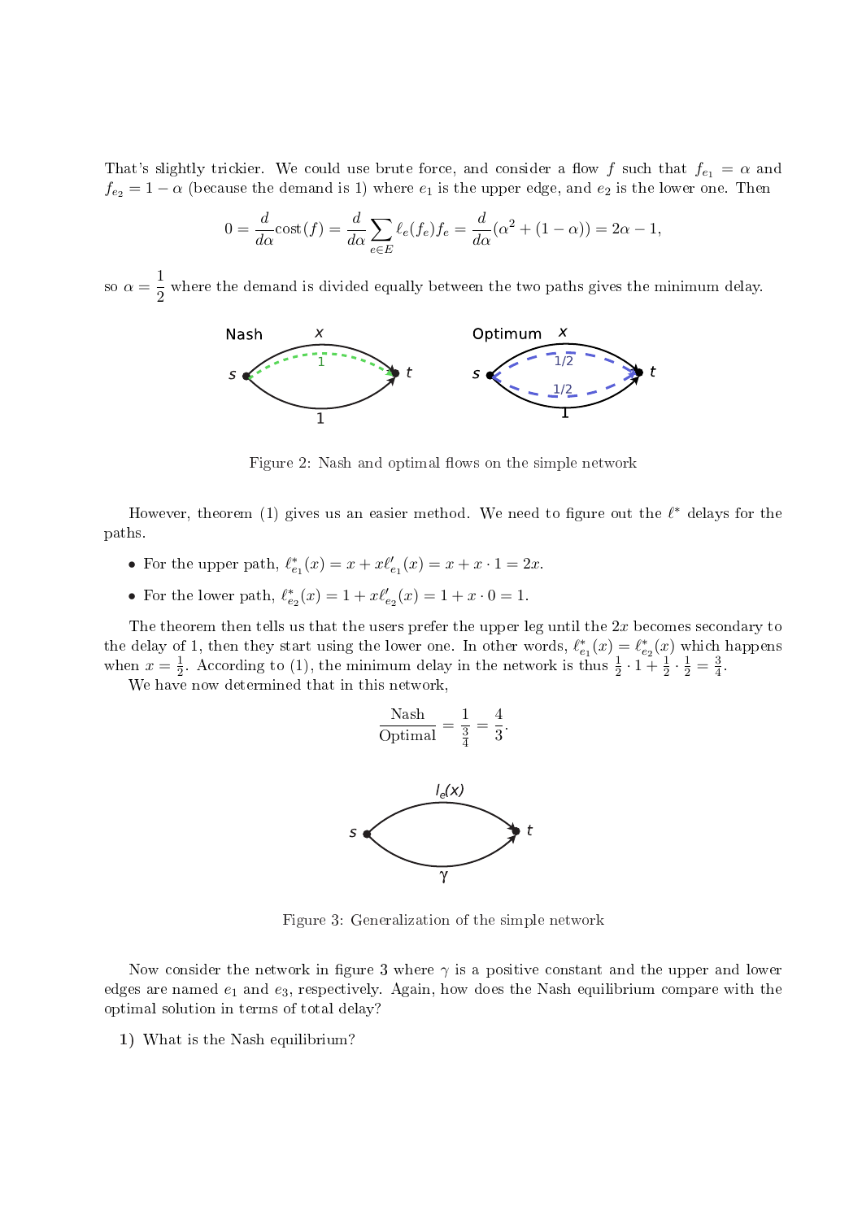That's slightly trickier. We could use brute force, and consider a flow $f$ such that $f_{e_1} = \alpha$ and $f_{e_2} = 1 - \alpha$ (because the demand is 1) where $e_1$ is the upper edge, and $e_2$ is the lower one. Then

$$0 = \frac{d}{d\alpha}\text{cost}(f) = \frac{d}{d\alpha}\sum_{e \in E} \ell_e(f_e) f_e = \frac{d}{d\alpha}(\alpha^2 + (1-\alpha)) = 2\alpha - 1,$$

so $\alpha = \dfrac{1}{2}$ where the demand is divided equally between the two paths gives the minimum delay.

Figure 2: Nash and optimal flows on the simple network

However, theorem (1) gives us an easier method. We need to figure out the $\ell^*$ delays for the paths.

- For the upper path, $\ell^*_{e_1}(x) = x + x\ell'_{e_1}(x) = x + x \cdot 1 = 2x$.
- For the lower path, $\ell^*_{e_2}(x) = 1 + x\ell'_{e_2}(x) = 1 + x \cdot 0 = 1$.

The theorem then tells us that the users prefer the upper leg until the $2x$ becomes secondary to the delay of 1, then they start using the lower one. In other words, $\ell^*_{e_1}(x) = \ell^*_{e_2}(x)$ which happens when $x = \frac{1}{2}$. According to (1), the minimum delay in the network is thus $\frac{1}{2} \cdot 1 + \frac{1}{2} \cdot \frac{1}{2} = \frac{3}{4}$.

We have now determined that in this network,

$$\frac{\text{Nash}}{\text{Optimal}} = \frac{1}{\frac{3}{4}} = \frac{4}{3}.$$

Figure 3: Generalization of the simple network

Now consider the network in figure 3 where $\gamma$ is a positive constant and the upper and lower edges are named $e_1$ and $e_3$, respectively. Again, how does the Nash equilibrium compare with the optimal solution in terms of total delay?

1) What is the Nash equilibrium?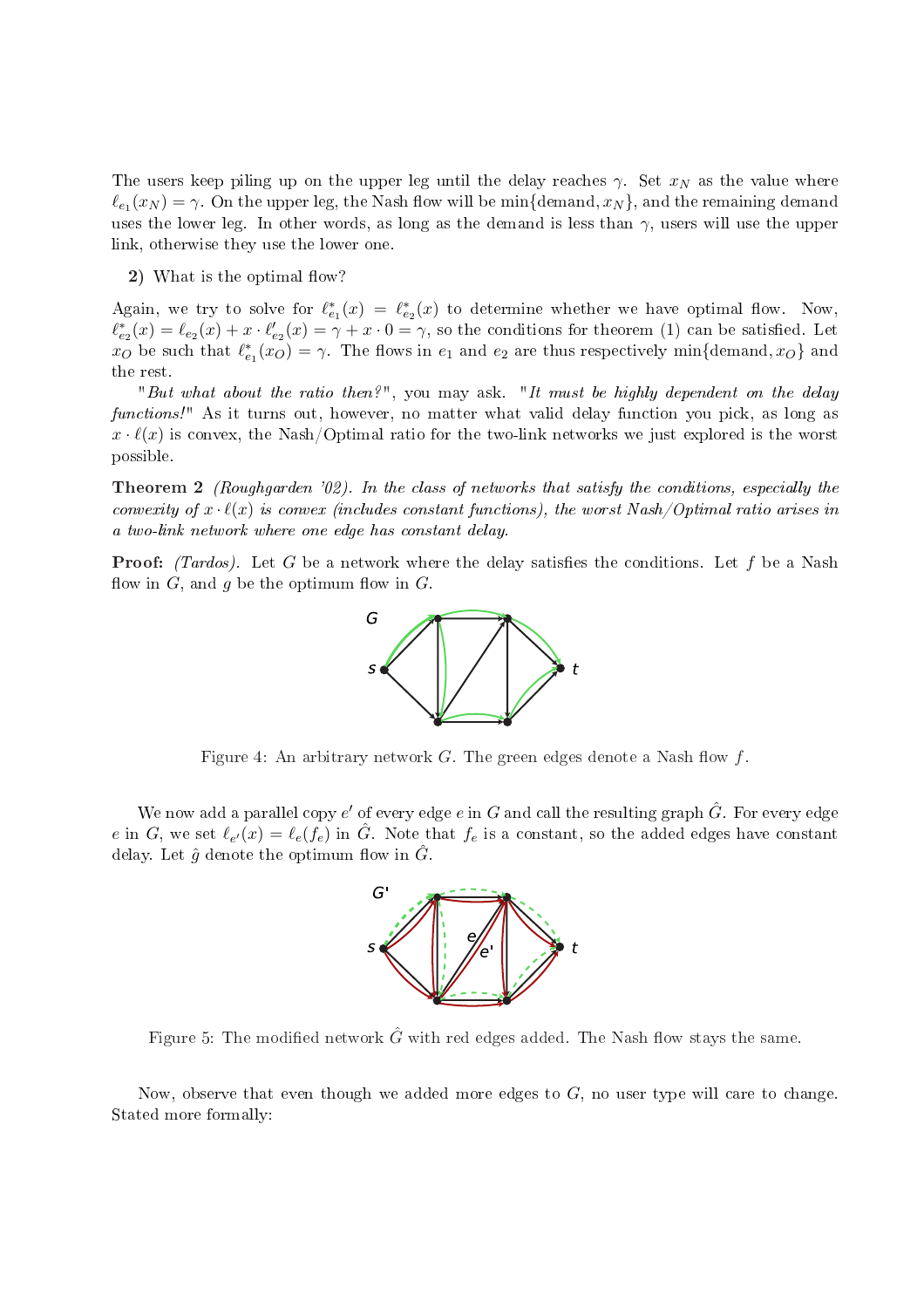The users keep piling up on the upper leg until the delay reaches $\gamma$. Set $x_N$ as the value where $\ell_{e_1}(x_N) = \gamma$. On the upper leg, the Nash flow will be $\min\{\text{demand}, x_N\}$, and the remaining demand uses the lower leg. In other words, as long as the demand is less than $\gamma$, users will use the upper link, otherwise they use the lower one.

**2)** What is the optimal flow?

Again, we try to solve for $\ell^*_{e_1}(x) = \ell^*_{e_2}(x)$ to determine whether we have optimal flow. Now, $\ell^*_{e_2}(x) = \ell_{e_2}(x) + x \cdot \ell'_{e_2}(x) = \gamma + x \cdot 0 = \gamma$, so the conditions for theorem (1) can be satisfied. Let $x_O$ be such that $\ell^*_{e_1}(x_O) = \gamma$. The flows in $e_1$ and $e_2$ are thus respectively $\min\{\text{demand}, x_O\}$ and the rest.

"*But what about the ratio then?*", you may ask. "*It must be highly dependent on the delay functions!*" As it turns out, however, no matter what valid delay function you pick, as long as $x \cdot \ell(x)$ is convex, the Nash/Optimal ratio for the two-link networks we just explored is the worst possible.

**Theorem 2** *(Roughgarden '02). In the class of networks that satisfy the conditions, especially the convexity of $x \cdot \ell(x)$ is convex (includes constant functions), the worst Nash/Optimal ratio arises in a two-link network where one edge has constant delay.*

**Proof:** *(Tardos)*. Let $G$ be a network where the delay satisfies the conditions. Let $f$ be a Nash flow in $G$, and $g$ be the optimum flow in $G$.

Figure 4: An arbitrary network $G$. The green edges denote a Nash flow $f$.

We now add a parallel copy $e'$ of every edge $e$ in $G$ and call the resulting graph $\hat{G}$. For every edge $e$ in $G$, we set $\ell_{e'}(x) = \ell_e(f_e)$ in $\hat{G}$. Note that $f_e$ is a constant, so the added edges have constant delay. Let $\hat{g}$ denote the optimum flow in $\hat{G}$.

Figure 5: The modified network $\hat{G}$ with red edges added. The Nash flow stays the same.

Now, observe that even though we added more edges to $G$, no user type will care to change. Stated more formally: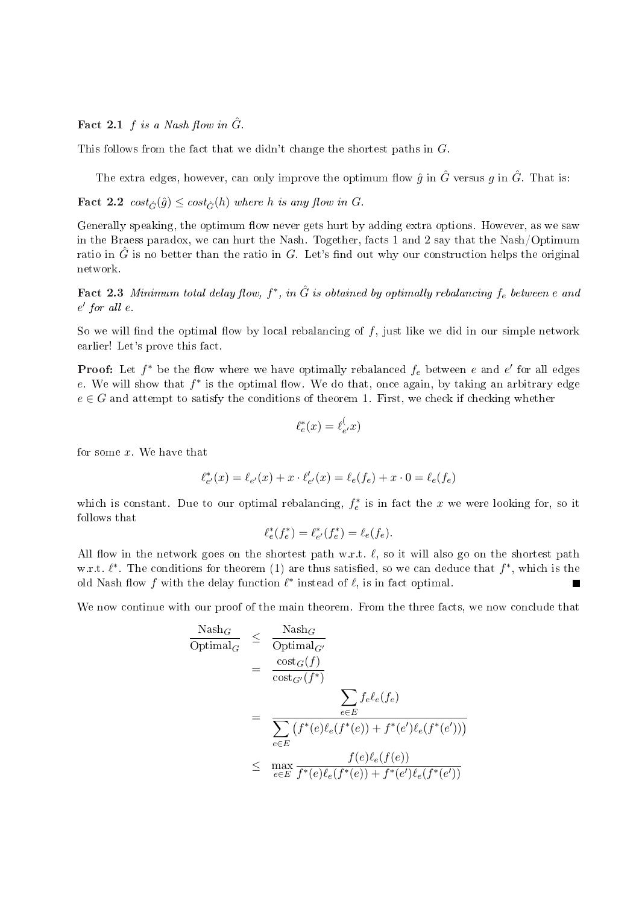**Fact 2.1** *$f$ is a Nash flow in $\hat{G}$.*

This follows from the fact that we didn't change the shortest paths in $G$.

The extra edges, however, can only improve the optimum flow $\hat{g}$ in $\hat{G}$ versus $g$ in $\hat{G}$. That is:

**Fact 2.2** *$cost_{\hat{G}}(\hat{g}) \leq cost_{\hat{G}}(h)$ where $h$ is any flow in $G$.*

Generally speaking, the optimum flow never gets hurt by adding extra options. However, as we saw in the Braess paradox, we can hurt the Nash. Together, facts 1 and 2 say that the Nash/Optimum ratio in $\hat{G}$ is no better than the ratio in $G$. Let's find out why our construction helps the original network.

**Fact 2.3** *Minimum total delay flow, $f^*$, in $\hat{G}$ is obtained by optimally rebalancing $f_e$ between $e$ and $e'$ for all $e$.*

So we will find the optimal flow by local rebalancing of $f$, just like we did in our simple network earlier! Let's prove this fact.

**Proof:** Let $f^*$ be the flow where we have optimally rebalanced $f_e$ between $e$ and $e'$ for all edges $e$. We will show that $f^*$ is the optimal flow. We do that, once again, by taking an arbitrary edge $e \in G$ and attempt to satisfy the conditions of theorem 1. First, we check if checking whether

$$\ell^*_e(x) = \ell^{(}_{e'}x)$$

for some $x$. We have that

$$\ell^*_{e'}(x) = \ell_{e'}(x) + x \cdot \ell'_{e'}(x) = \ell_e(f_e) + x \cdot 0 = \ell_e(f_e)$$

which is constant. Due to our optimal rebalancing, $f^*_e$ is in fact the $x$ we were looking for, so it follows that

$$\ell^*_e(f^*_e) = \ell^*_{e'}(f^*_e) = \ell_e(f_e).$$

All flow in the network goes on the shortest path w.r.t. $\ell$, so it will also go on the shortest path w.r.t. $\ell^*$. The conditions for theorem (1) are thus satisfied, so we can deduce that $f^*$, which is the old Nash flow $f$ with the delay function $\ell^*$ instead of $\ell$, is in fact optimal. ■

We now continue with our proof of the main theorem. From the three facts, we now conclude that

$$\begin{aligned}
\frac{\text{Nash}_G}{\text{Optimal}_G} &\leq \frac{\text{Nash}_G}{\text{Optimal}_{G'}} \\
&= \frac{\text{cost}_G(f)}{\text{cost}_{G'}(f^*)} \\
&= \frac{\sum\limits_{e \in E} f_e \ell_e(f_e)}{\sum\limits_{e \in E} \left( f^*(e)\ell_e(f^*(e)) + f^*(e')\ell_e(f^*(e')) \right)} \\
&\leq \max_{e \in E} \frac{f(e)\ell_e(f(e))}{f^*(e)\ell_e(f^*(e)) + f^*(e')\ell_e(f^*(e'))}
\end{aligned}$$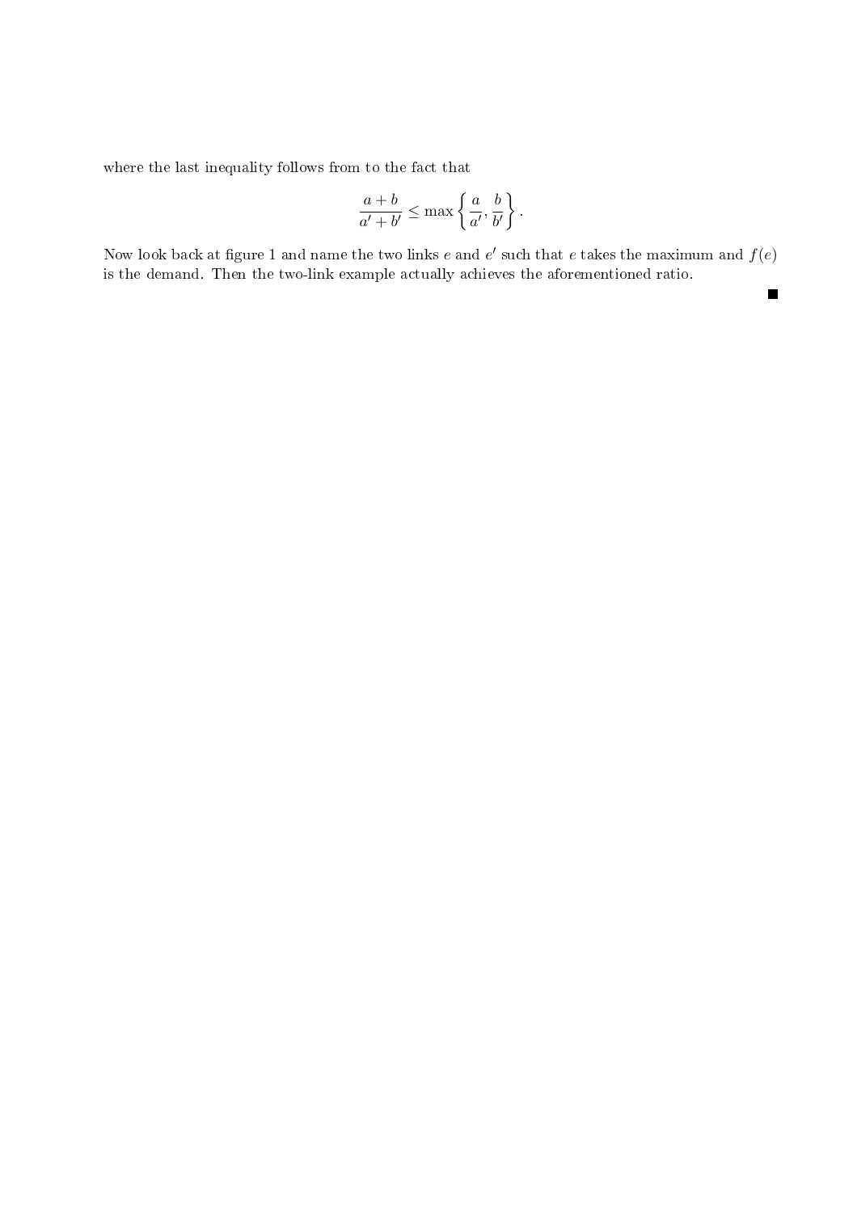where the last inequality follows from to the fact that

$$\frac{a+b}{a'+b'} \leq \max\left\{\frac{a}{a'}, \frac{b}{b'}\right\}.$$

Now look back at figure 1 and name the two links $e$ and $e'$ such that $e$ takes the maximum and $f(e)$ is the demand. Then the two-link example actually achieves the aforementioned ratio.

■